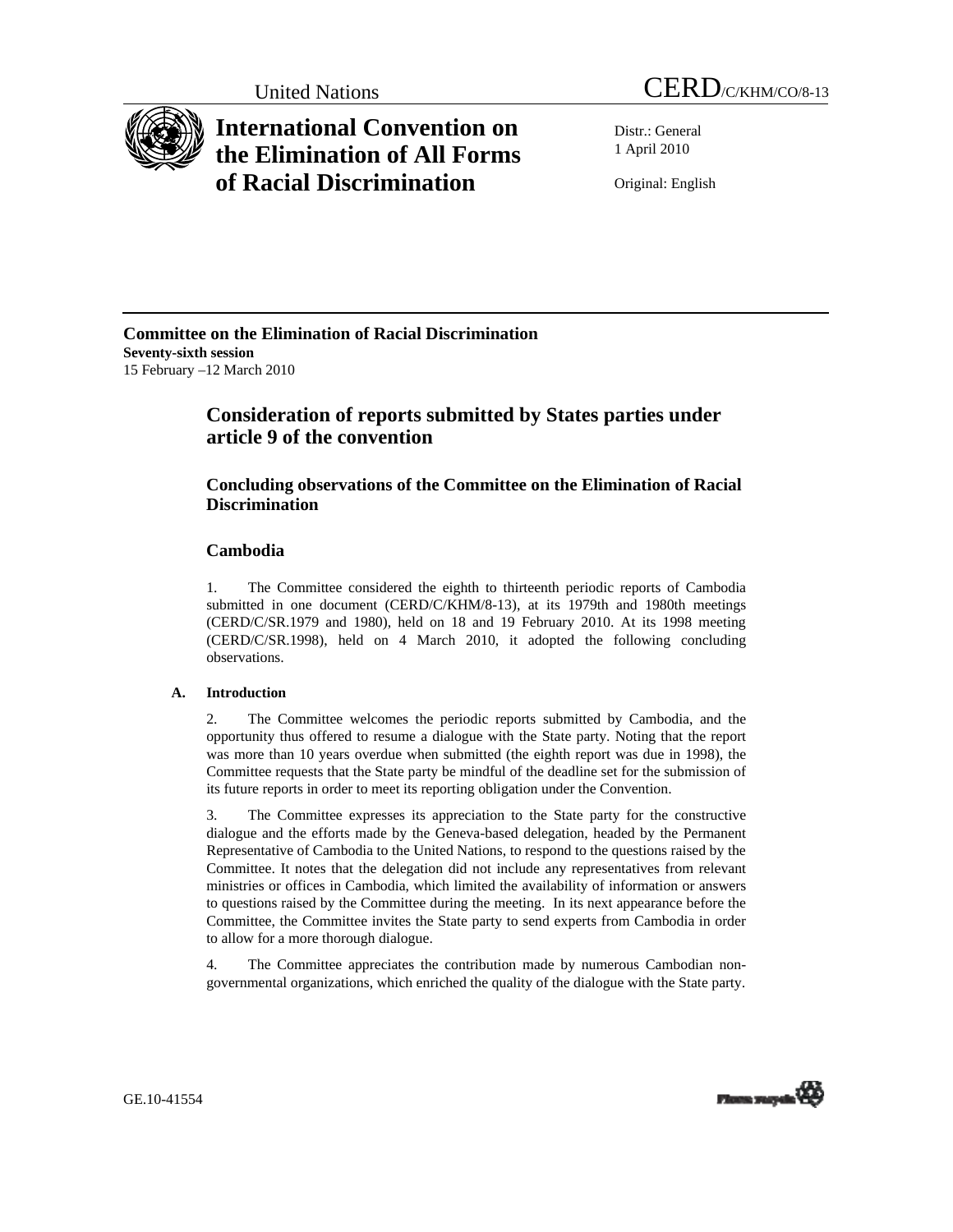United Nations CERD/C/KHM/CO/8-13

# International Convention on the Elimination of All Forms of Racial Discrimination

Distr.: General
1 April 2010

Original: English

**Committee on the Elimination of Racial Discrimination**
**Seventy-sixth session**
15 February –12 March 2010

## Consideration of reports submitted by States parties under article 9 of the convention

### Concluding observations of the Committee on the Elimination of Racial Discrimination

### Cambodia

1. The Committee considered the eighth to thirteenth periodic reports of Cambodia submitted in one document (CERD/C/KHM/8-13), at its 1979th and 1980th meetings (CERD/C/SR.1979 and 1980), held on 18 and 19 February 2010. At its 1998 meeting (CERD/C/SR.1998), held on 4 March 2010, it adopted the following concluding observations.

#### A. Introduction

2. The Committee welcomes the periodic reports submitted by Cambodia, and the opportunity thus offered to resume a dialogue with the State party. Noting that the report was more than 10 years overdue when submitted (the eighth report was due in 1998), the Committee requests that the State party be mindful of the deadline set for the submission of its future reports in order to meet its reporting obligation under the Convention.

3. The Committee expresses its appreciation to the State party for the constructive dialogue and the efforts made by the Geneva-based delegation, headed by the Permanent Representative of Cambodia to the United Nations, to respond to the questions raised by the Committee. It notes that the delegation did not include any representatives from relevant ministries or offices in Cambodia, which limited the availability of information or answers to questions raised by the Committee during the meeting. In its next appearance before the Committee, the Committee invites the State party to send experts from Cambodia in order to allow for a more thorough dialogue.

4. The Committee appreciates the contribution made by numerous Cambodian non-governmental organizations, which enriched the quality of the dialogue with the State party.

GE.10-41554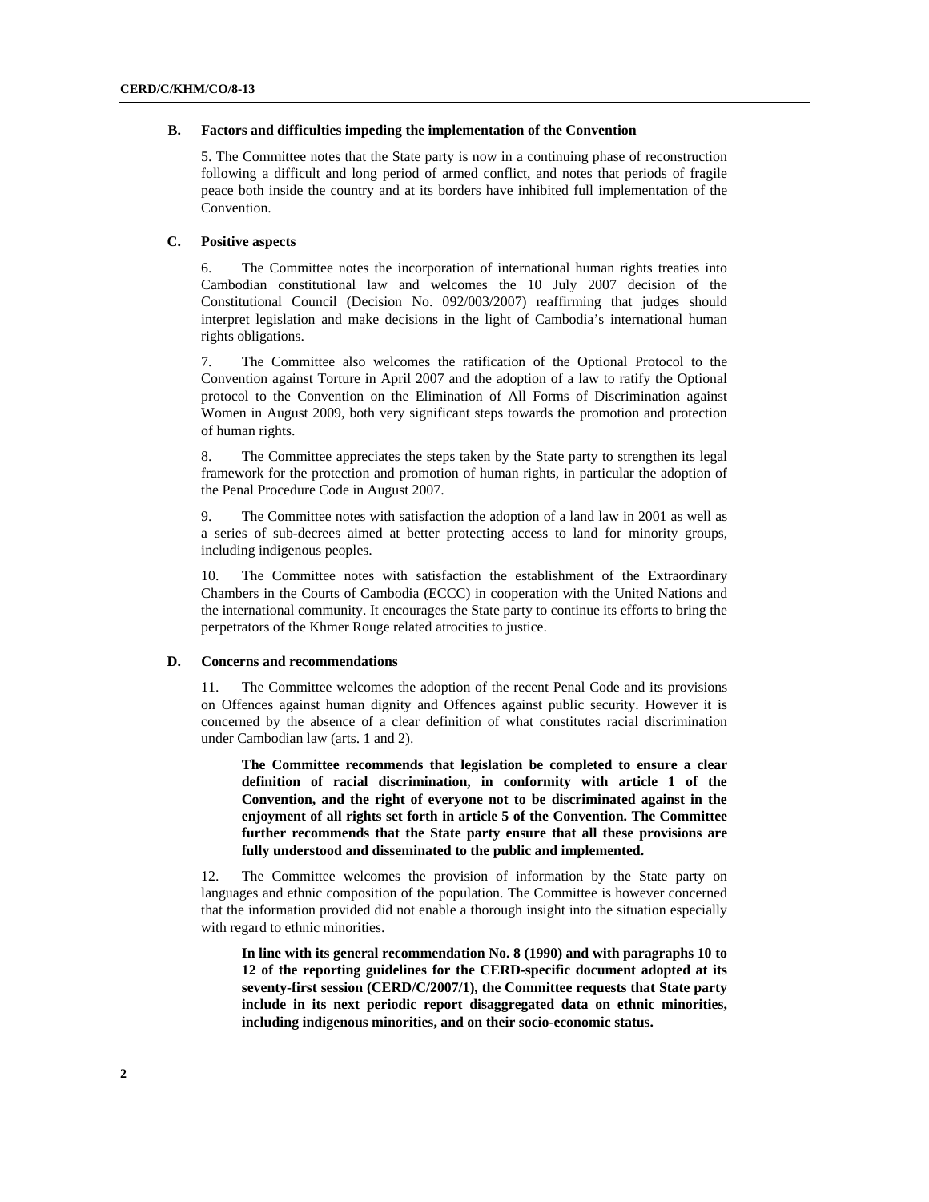## B. Factors and difficulties impeding the implementation of the Convention

5. The Committee notes that the State party is now in a continuing phase of reconstruction following a difficult and long period of armed conflict, and notes that periods of fragile peace both inside the country and at its borders have inhibited full implementation of the Convention.

## C. Positive aspects

6. The Committee notes the incorporation of international human rights treaties into Cambodian constitutional law and welcomes the 10 July 2007 decision of the Constitutional Council (Decision No. 092/003/2007) reaffirming that judges should interpret legislation and make decisions in the light of Cambodia's international human rights obligations.

7. The Committee also welcomes the ratification of the Optional Protocol to the Convention against Torture in April 2007 and the adoption of a law to ratify the Optional protocol to the Convention on the Elimination of All Forms of Discrimination against Women in August 2009, both very significant steps towards the promotion and protection of human rights.

8. The Committee appreciates the steps taken by the State party to strengthen its legal framework for the protection and promotion of human rights, in particular the adoption of the Penal Procedure Code in August 2007.

9. The Committee notes with satisfaction the adoption of a land law in 2001 as well as a series of sub-decrees aimed at better protecting access to land for minority groups, including indigenous peoples.

10. The Committee notes with satisfaction the establishment of the Extraordinary Chambers in the Courts of Cambodia (ECCC) in cooperation with the United Nations and the international community. It encourages the State party to continue its efforts to bring the perpetrators of the Khmer Rouge related atrocities to justice.

## D. Concerns and recommendations

11. The Committee welcomes the adoption of the recent Penal Code and its provisions on Offences against human dignity and Offences against public security. However it is concerned by the absence of a clear definition of what constitutes racial discrimination under Cambodian law (arts. 1 and 2).

**The Committee recommends that legislation be completed to ensure a clear definition of racial discrimination, in conformity with article 1 of the Convention, and the right of everyone not to be discriminated against in the enjoyment of all rights set forth in article 5 of the Convention. The Committee further recommends that the State party ensure that all these provisions are fully understood and disseminated to the public and implemented.**

12. The Committee welcomes the provision of information by the State party on languages and ethnic composition of the population. The Committee is however concerned that the information provided did not enable a thorough insight into the situation especially with regard to ethnic minorities.

**In line with its general recommendation No. 8 (1990) and with paragraphs 10 to 12 of the reporting guidelines for the CERD-specific document adopted at its seventy-first session (CERD/C/2007/1), the Committee requests that State party include in its next periodic report disaggregated data on ethnic minorities, including indigenous minorities, and on their socio-economic status.**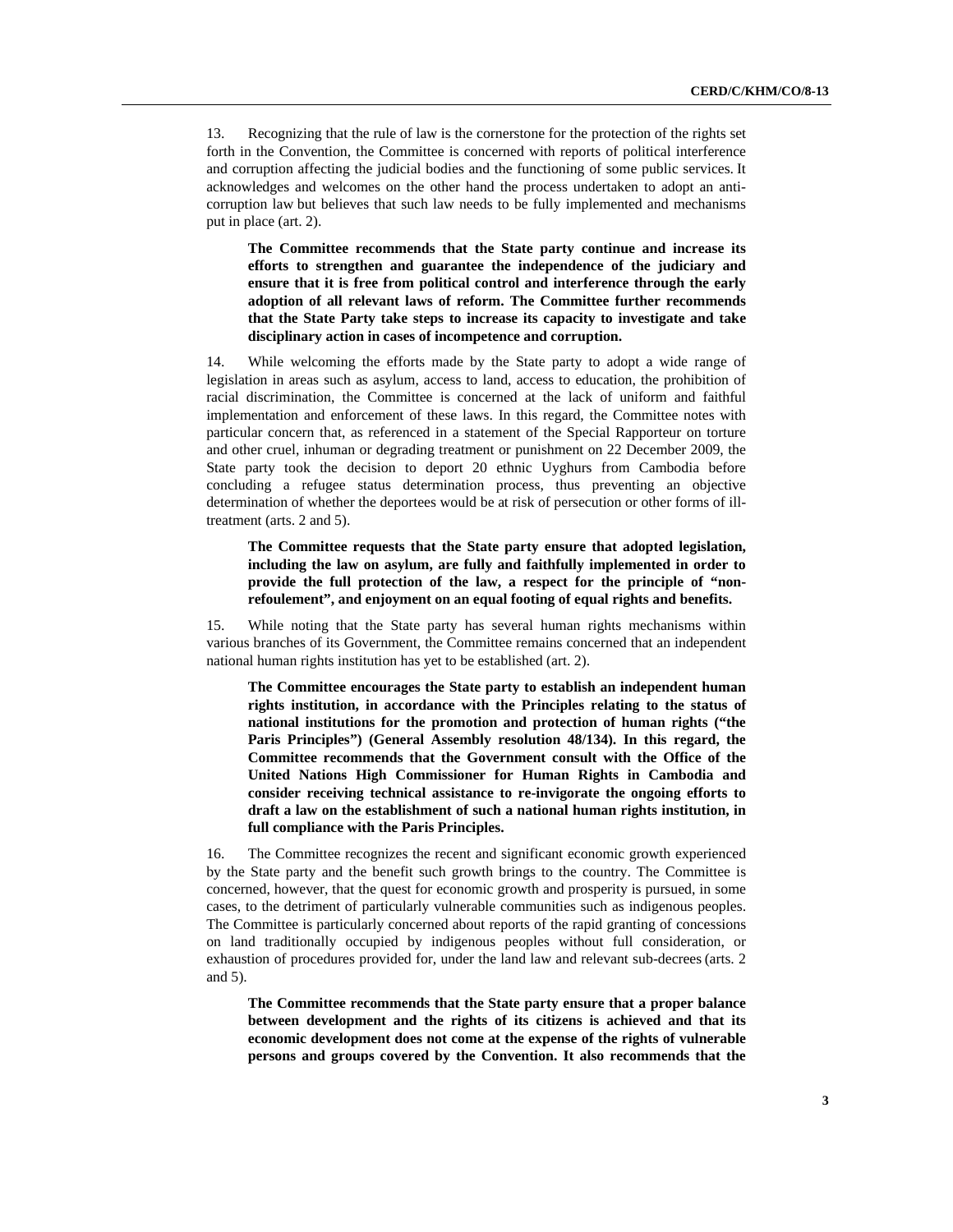13. Recognizing that the rule of law is the cornerstone for the protection of the rights set forth in the Convention, the Committee is concerned with reports of political interference and corruption affecting the judicial bodies and the functioning of some public services. It acknowledges and welcomes on the other hand the process undertaken to adopt an anti-corruption law but believes that such law needs to be fully implemented and mechanisms put in place (art. 2).

> **The Committee recommends that the State party continue and increase its efforts to strengthen and guarantee the independence of the judiciary and ensure that it is free from political control and interference through the early adoption of all relevant laws of reform. The Committee further recommends that the State Party take steps to increase its capacity to investigate and take disciplinary action in cases of incompetence and corruption.**

14. While welcoming the efforts made by the State party to adopt a wide range of legislation in areas such as asylum, access to land, access to education, the prohibition of racial discrimination, the Committee is concerned at the lack of uniform and faithful implementation and enforcement of these laws. In this regard, the Committee notes with particular concern that, as referenced in a statement of the Special Rapporteur on torture and other cruel, inhuman or degrading treatment or punishment on 22 December 2009, the State party took the decision to deport 20 ethnic Uyghurs from Cambodia before concluding a refugee status determination process, thus preventing an objective determination of whether the deportees would be at risk of persecution or other forms of ill-treatment (arts. 2 and 5).

> **The Committee requests that the State party ensure that adopted legislation, including the law on asylum, are fully and faithfully implemented in order to provide the full protection of the law, a respect for the principle of "non-refoulement", and enjoyment on an equal footing of equal rights and benefits.**

15. While noting that the State party has several human rights mechanisms within various branches of its Government, the Committee remains concerned that an independent national human rights institution has yet to be established (art. 2).

> **The Committee encourages the State party to establish an independent human rights institution, in accordance with the Principles relating to the status of national institutions for the promotion and protection of human rights ("the Paris Principles") (General Assembly resolution 48/134). In this regard, the Committee recommends that the Government consult with the Office of the United Nations High Commissioner for Human Rights in Cambodia and consider receiving technical assistance to re-invigorate the ongoing efforts to draft a law on the establishment of such a national human rights institution, in full compliance with the Paris Principles.**

16. The Committee recognizes the recent and significant economic growth experienced by the State party and the benefit such growth brings to the country. The Committee is concerned, however, that the quest for economic growth and prosperity is pursued, in some cases, to the detriment of particularly vulnerable communities such as indigenous peoples. The Committee is particularly concerned about reports of the rapid granting of concessions on land traditionally occupied by indigenous peoples without full consideration, or exhaustion of procedures provided for, under the land law and relevant sub-decrees (arts. 2 and 5).

> **The Committee recommends that the State party ensure that a proper balance between development and the rights of its citizens is achieved and that its economic development does not come at the expense of the rights of vulnerable persons and groups covered by the Convention. It also recommends that the**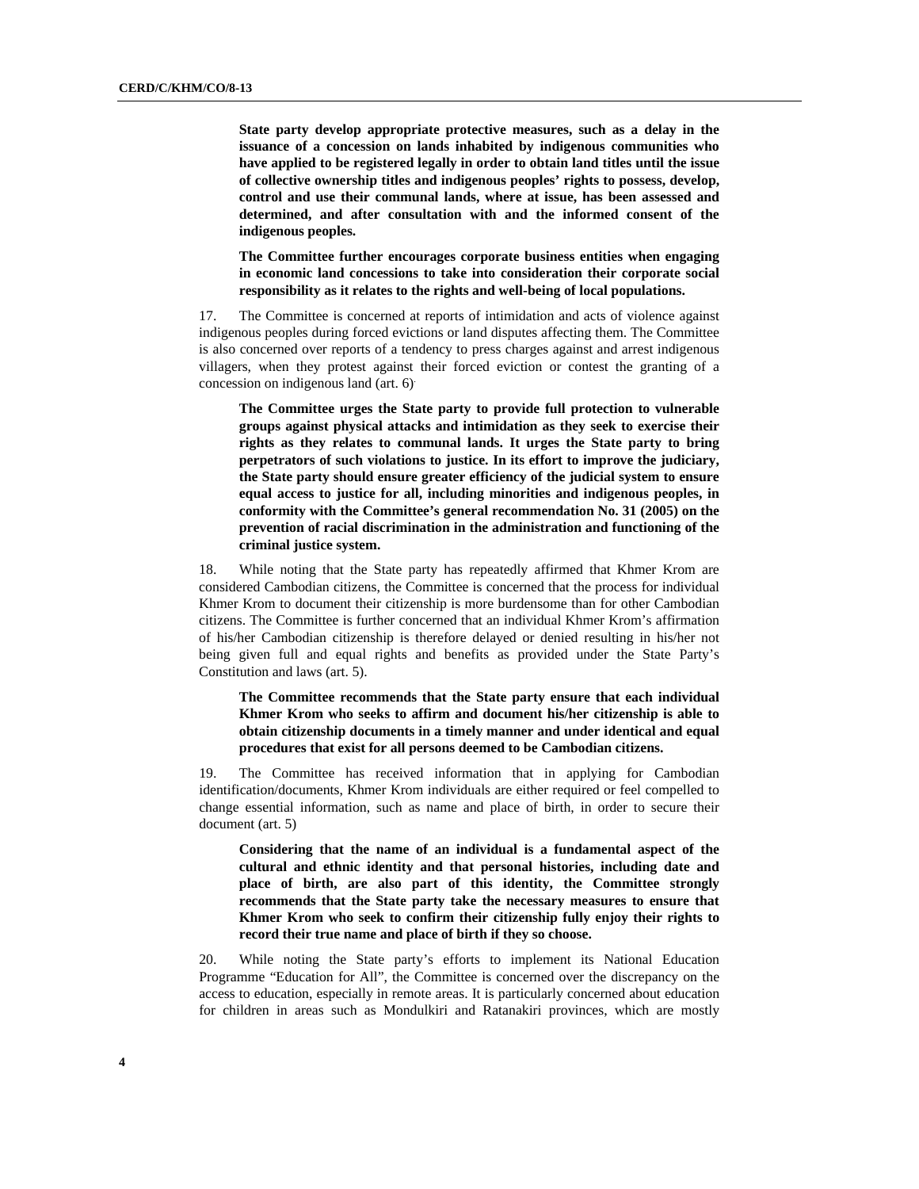**State party develop appropriate protective measures, such as a delay in the issuance of a concession on lands inhabited by indigenous communities who have applied to be registered legally in order to obtain land titles until the issue of collective ownership titles and indigenous peoples' rights to possess, develop, control and use their communal lands, where at issue, has been assessed and determined, and after consultation with and the informed consent of the indigenous peoples.**

**The Committee further encourages corporate business entities when engaging in economic land concessions to take into consideration their corporate social responsibility as it relates to the rights and well-being of local populations.**

17. The Committee is concerned at reports of intimidation and acts of violence against indigenous peoples during forced evictions or land disputes affecting them. The Committee is also concerned over reports of a tendency to press charges against and arrest indigenous villagers, when they protest against their forced eviction or contest the granting of a concession on indigenous land (art. 6).

**The Committee urges the State party to provide full protection to vulnerable groups against physical attacks and intimidation as they seek to exercise their rights as they relates to communal lands. It urges the State party to bring perpetrators of such violations to justice. In its effort to improve the judiciary, the State party should ensure greater efficiency of the judicial system to ensure equal access to justice for all, including minorities and indigenous peoples, in conformity with the Committee's general recommendation No. 31 (2005) on the prevention of racial discrimination in the administration and functioning of the criminal justice system.**

18. While noting that the State party has repeatedly affirmed that Khmer Krom are considered Cambodian citizens, the Committee is concerned that the process for individual Khmer Krom to document their citizenship is more burdensome than for other Cambodian citizens. The Committee is further concerned that an individual Khmer Krom's affirmation of his/her Cambodian citizenship is therefore delayed or denied resulting in his/her not being given full and equal rights and benefits as provided under the State Party's Constitution and laws (art. 5).

**The Committee recommends that the State party ensure that each individual Khmer Krom who seeks to affirm and document his/her citizenship is able to obtain citizenship documents in a timely manner and under identical and equal procedures that exist for all persons deemed to be Cambodian citizens.**

19. The Committee has received information that in applying for Cambodian identification/documents, Khmer Krom individuals are either required or feel compelled to change essential information, such as name and place of birth, in order to secure their document (art. 5)

**Considering that the name of an individual is a fundamental aspect of the cultural and ethnic identity and that personal histories, including date and place of birth, are also part of this identity, the Committee strongly recommends that the State party take the necessary measures to ensure that Khmer Krom who seek to confirm their citizenship fully enjoy their rights to record their true name and place of birth if they so choose.**

20. While noting the State party's efforts to implement its National Education Programme "Education for All", the Committee is concerned over the discrepancy on the access to education, especially in remote areas. It is particularly concerned about education for children in areas such as Mondulkiri and Ratanakiri provinces, which are mostly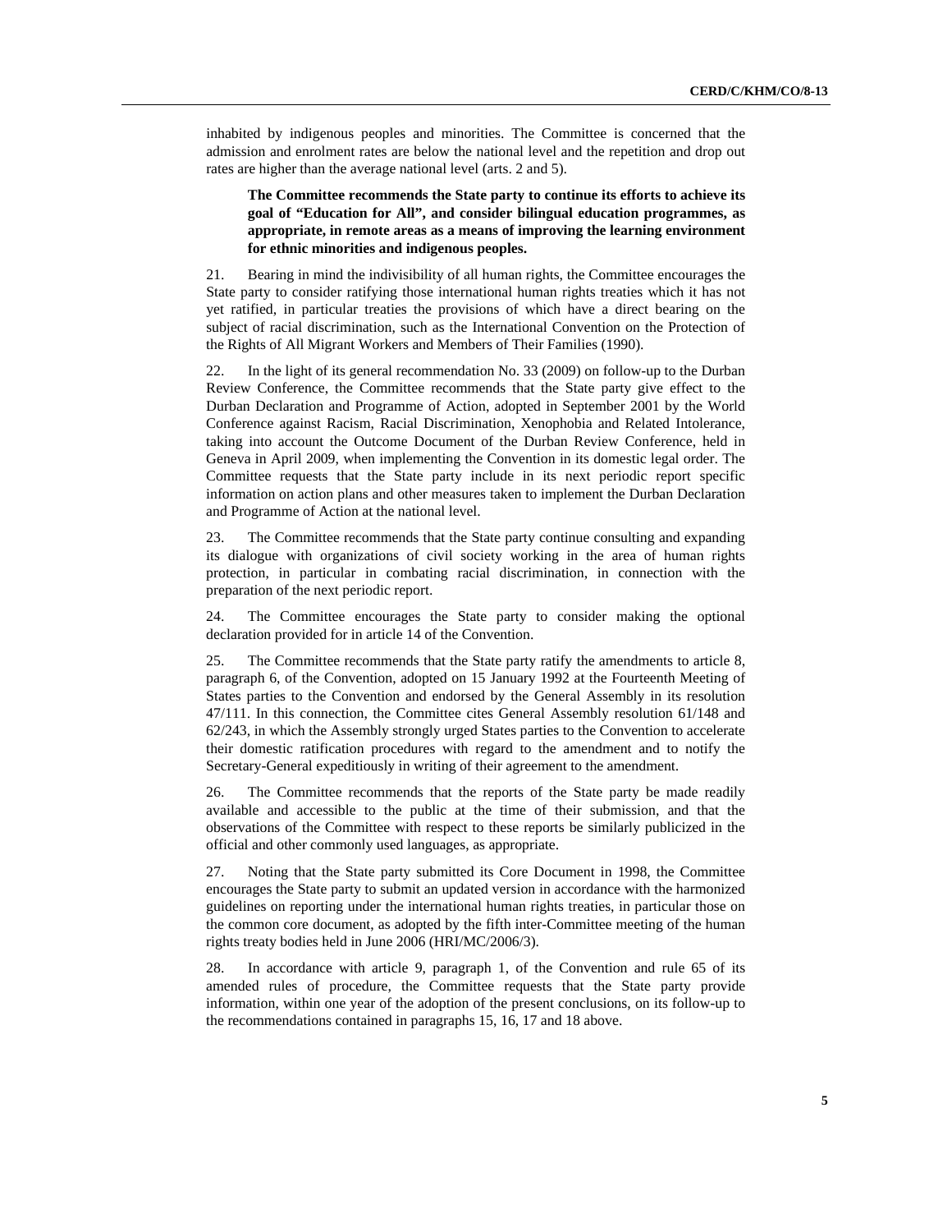inhabited by indigenous peoples and minorities. The Committee is concerned that the admission and enrolment rates are below the national level and the repetition and drop out rates are higher than the average national level (arts. 2 and 5).

**The Committee recommends the State party to continue its efforts to achieve its goal of "Education for All", and consider bilingual education programmes, as appropriate, in remote areas as a means of improving the learning environment for ethnic minorities and indigenous peoples.**

21. Bearing in mind the indivisibility of all human rights, the Committee encourages the State party to consider ratifying those international human rights treaties which it has not yet ratified, in particular treaties the provisions of which have a direct bearing on the subject of racial discrimination, such as the International Convention on the Protection of the Rights of All Migrant Workers and Members of Their Families (1990).

22. In the light of its general recommendation No. 33 (2009) on follow-up to the Durban Review Conference, the Committee recommends that the State party give effect to the Durban Declaration and Programme of Action, adopted in September 2001 by the World Conference against Racism, Racial Discrimination, Xenophobia and Related Intolerance, taking into account the Outcome Document of the Durban Review Conference, held in Geneva in April 2009, when implementing the Convention in its domestic legal order. The Committee requests that the State party include in its next periodic report specific information on action plans and other measures taken to implement the Durban Declaration and Programme of Action at the national level.

23. The Committee recommends that the State party continue consulting and expanding its dialogue with organizations of civil society working in the area of human rights protection, in particular in combating racial discrimination, in connection with the preparation of the next periodic report.

24. The Committee encourages the State party to consider making the optional declaration provided for in article 14 of the Convention.

25. The Committee recommends that the State party ratify the amendments to article 8, paragraph 6, of the Convention, adopted on 15 January 1992 at the Fourteenth Meeting of States parties to the Convention and endorsed by the General Assembly in its resolution 47/111. In this connection, the Committee cites General Assembly resolution 61/148 and 62/243, in which the Assembly strongly urged States parties to the Convention to accelerate their domestic ratification procedures with regard to the amendment and to notify the Secretary-General expeditiously in writing of their agreement to the amendment.

26. The Committee recommends that the reports of the State party be made readily available and accessible to the public at the time of their submission, and that the observations of the Committee with respect to these reports be similarly publicized in the official and other commonly used languages, as appropriate.

27. Noting that the State party submitted its Core Document in 1998, the Committee encourages the State party to submit an updated version in accordance with the harmonized guidelines on reporting under the international human rights treaties, in particular those on the common core document, as adopted by the fifth inter-Committee meeting of the human rights treaty bodies held in June 2006 (HRI/MC/2006/3).

28. In accordance with article 9, paragraph 1, of the Convention and rule 65 of its amended rules of procedure, the Committee requests that the State party provide information, within one year of the adoption of the present conclusions, on its follow-up to the recommendations contained in paragraphs 15, 16, 17 and 18 above.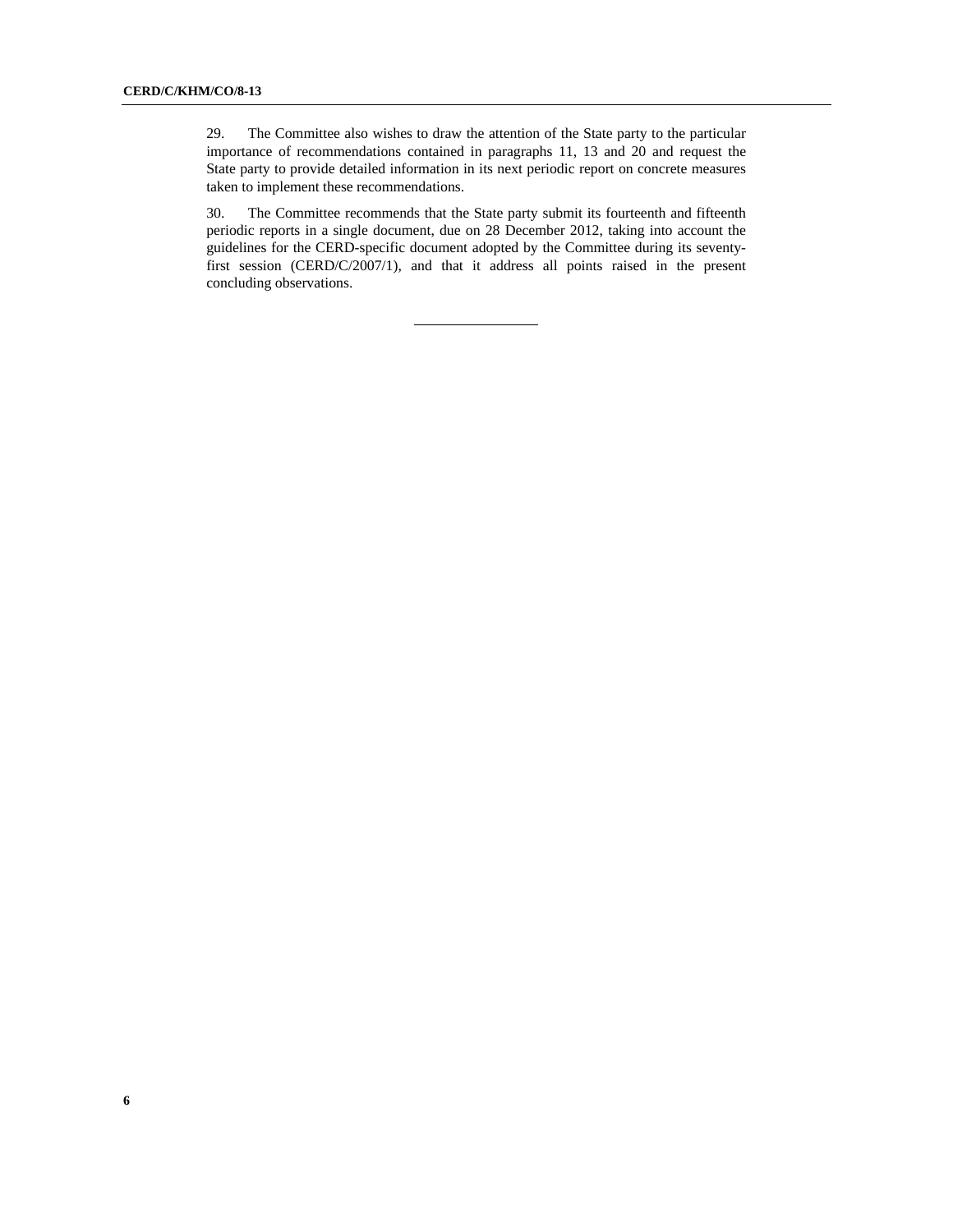29. The Committee also wishes to draw the attention of the State party to the particular importance of recommendations contained in paragraphs 11, 13 and 20 and request the State party to provide detailed information in its next periodic report on concrete measures taken to implement these recommendations.

30. The Committee recommends that the State party submit its fourteenth and fifteenth periodic reports in a single document, due on 28 December 2012, taking into account the guidelines for the CERD-specific document adopted by the Committee during its seventy-first session (CERD/C/2007/1), and that it address all points raised in the present concluding observations.